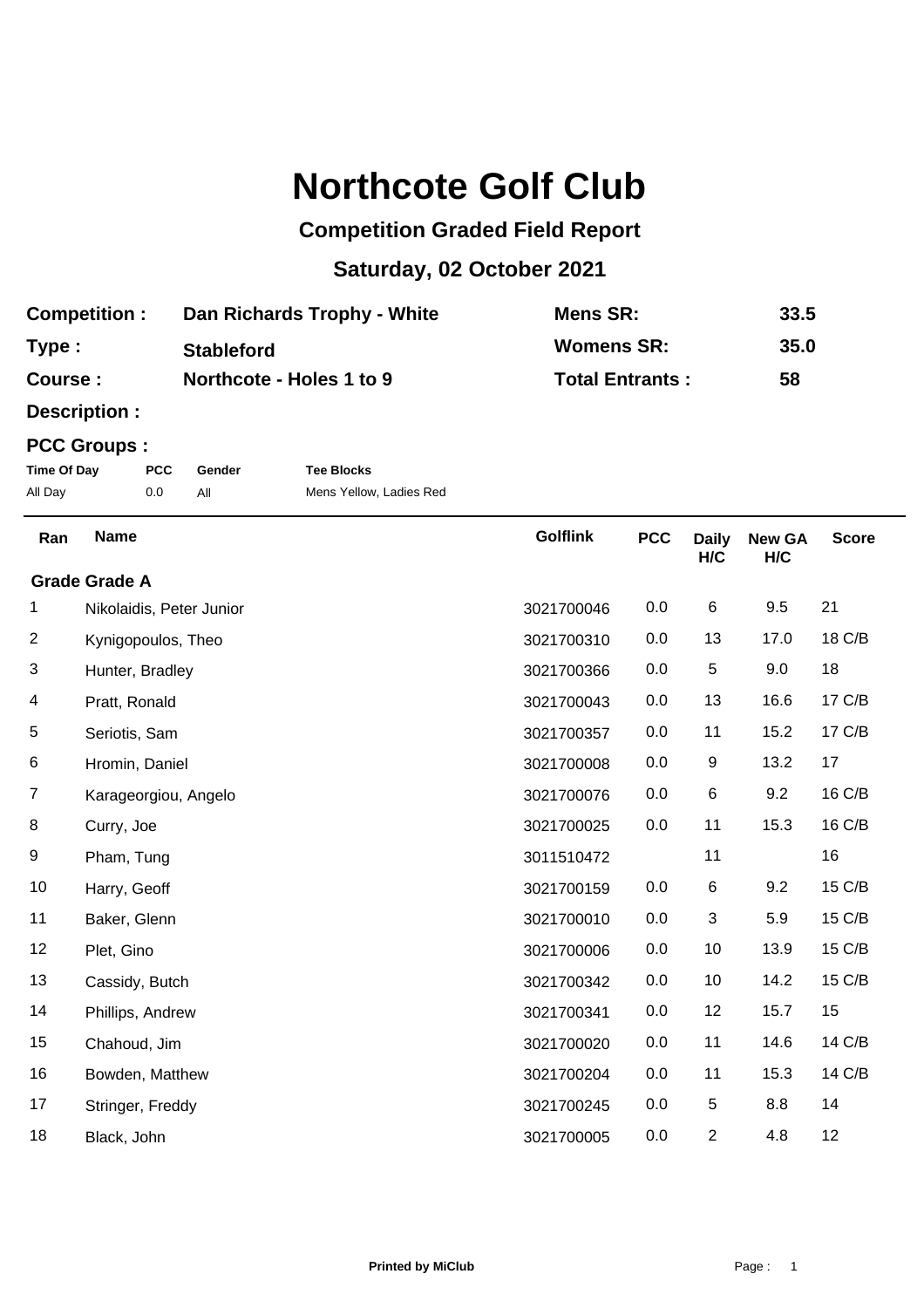# Northcote Golf Club

## Competition Graded Field Report

## Saturday, 02 October 2021

| | | | |
|---|---|---|---|
| **Competition :** | **Dan Richards Trophy - White** | **Mens SR:** | **33.5** |
| **Type :** | **Stableford** | **Womens SR:** | **35.0** |
| **Course :** | **Northcote - Holes 1 to 9** | **Total Entrants :** | **58** |

**Description :**

**PCC Groups :**

| Time Of Day | PCC | Gender | Tee Blocks |
|---|---|---|---|
| All Day | 0.0 | All | Mens Yellow, Ladies Red |

| Ran | Name | Golflink | PCC | Daily H/C | New GA H/C | Score |
|---|---|---|---|---|---|---|
| **Grade Grade A** | | | | | | |
| 1 | Nikolaidis, Peter Junior | 3021700046 | 0.0 | 6 | 9.5 | 21 |
| 2 | Kynigopoulos, Theo | 3021700310 | 0.0 | 13 | 17.0 | 18 C/B |
| 3 | Hunter, Bradley | 3021700366 | 0.0 | 5 | 9.0 | 18 |
| 4 | Pratt, Ronald | 3021700043 | 0.0 | 13 | 16.6 | 17 C/B |
| 5 | Seriotis, Sam | 3021700357 | 0.0 | 11 | 15.2 | 17 C/B |
| 6 | Hromin, Daniel | 3021700008 | 0.0 | 9 | 13.2 | 17 |
| 7 | Karageorgiou, Angelo | 3021700076 | 0.0 | 6 | 9.2 | 16 C/B |
| 8 | Curry, Joe | 3021700025 | 0.0 | 11 | 15.3 | 16 C/B |
| 9 | Pham, Tung | 3011510472 | | 11 | | 16 |
| 10 | Harry, Geoff | 3021700159 | 0.0 | 6 | 9.2 | 15 C/B |
| 11 | Baker, Glenn | 3021700010 | 0.0 | 3 | 5.9 | 15 C/B |
| 12 | Plet, Gino | 3021700006 | 0.0 | 10 | 13.9 | 15 C/B |
| 13 | Cassidy, Butch | 3021700342 | 0.0 | 10 | 14.2 | 15 C/B |
| 14 | Phillips, Andrew | 3021700341 | 0.0 | 12 | 15.7 | 15 |
| 15 | Chahoud, Jim | 3021700020 | 0.0 | 11 | 14.6 | 14 C/B |
| 16 | Bowden, Matthew | 3021700204 | 0.0 | 11 | 15.3 | 14 C/B |
| 17 | Stringer, Freddy | 3021700245 | 0.0 | 5 | 8.8 | 14 |
| 18 | Black, John | 3021700005 | 0.0 | 2 | 4.8 | 12 |

**Printed by MiClub**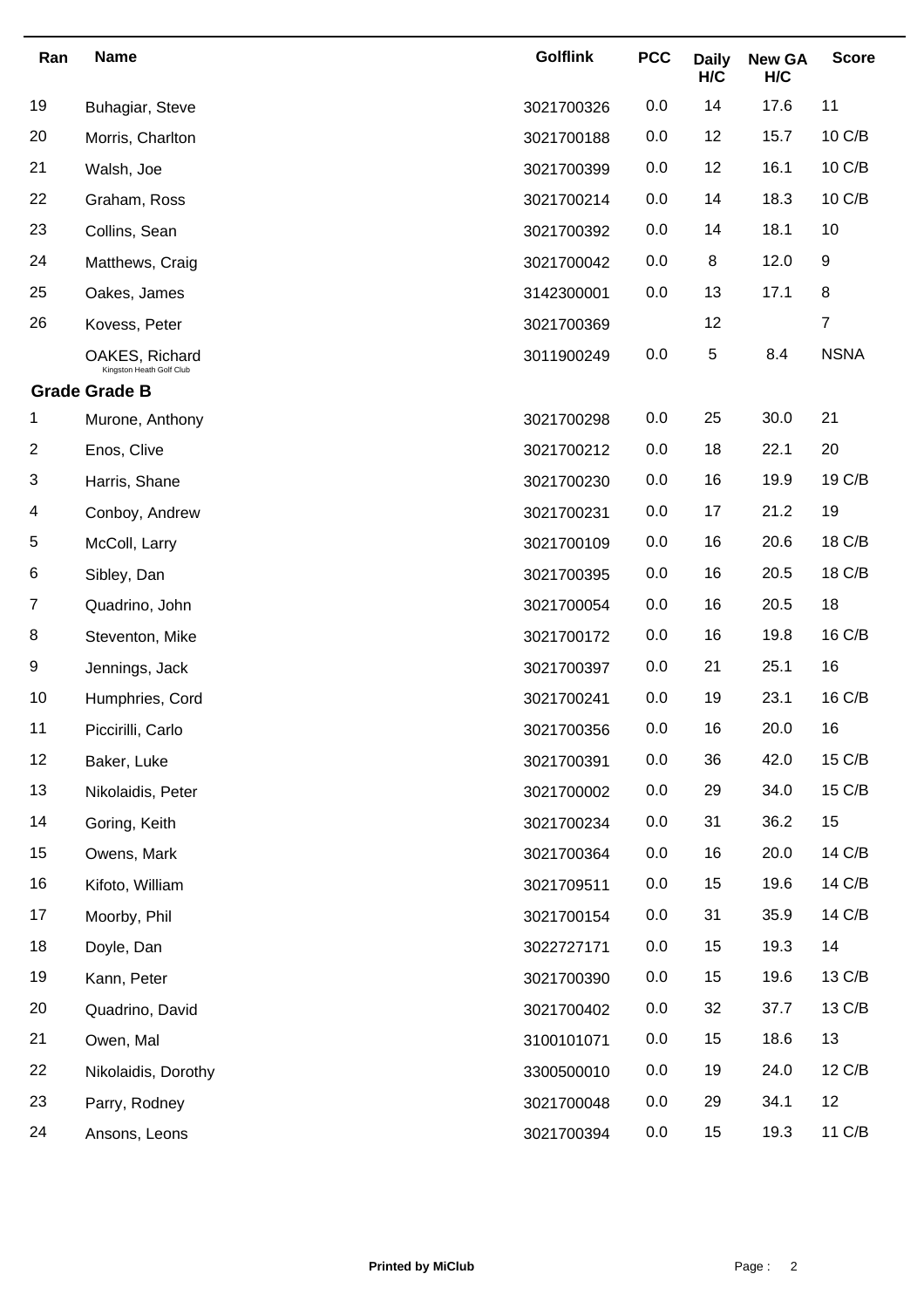| Ran | Name | Golflink | PCC | Daily H/C | New GA H/C | Score |
|---|---|---|---|---|---|---|
| 19 | Buhagiar, Steve | 3021700326 | 0.0 | 14 | 17.6 | 11 |
| 20 | Morris, Charlton | 3021700188 | 0.0 | 12 | 15.7 | 10 C/B |
| 21 | Walsh, Joe | 3021700399 | 0.0 | 12 | 16.1 | 10 C/B |
| 22 | Graham, Ross | 3021700214 | 0.0 | 14 | 18.3 | 10 C/B |
| 23 | Collins, Sean | 3021700392 | 0.0 | 14 | 18.1 | 10 |
| 24 | Matthews, Craig | 3021700042 | 0.0 | 8 | 12.0 | 9 |
| 25 | Oakes, James | 3142300001 | 0.0 | 13 | 17.1 | 8 |
| 26 | Kovess, Peter | 3021700369 | | 12 | | 7 |
| | OAKES, Richard Kingston Heath Golf Club | 3011900249 | 0.0 | 5 | 8.4 | NSNA |
| **Grade Grade B** | | | | | | |
| 1 | Murone, Anthony | 3021700298 | 0.0 | 25 | 30.0 | 21 |
| 2 | Enos, Clive | 3021700212 | 0.0 | 18 | 22.1 | 20 |
| 3 | Harris, Shane | 3021700230 | 0.0 | 16 | 19.9 | 19 C/B |
| 4 | Conboy, Andrew | 3021700231 | 0.0 | 17 | 21.2 | 19 |
| 5 | McColl, Larry | 3021700109 | 0.0 | 16 | 20.6 | 18 C/B |
| 6 | Sibley, Dan | 3021700395 | 0.0 | 16 | 20.5 | 18 C/B |
| 7 | Quadrino, John | 3021700054 | 0.0 | 16 | 20.5 | 18 |
| 8 | Steventon, Mike | 3021700172 | 0.0 | 16 | 19.8 | 16 C/B |
| 9 | Jennings, Jack | 3021700397 | 0.0 | 21 | 25.1 | 16 |
| 10 | Humphries, Cord | 3021700241 | 0.0 | 19 | 23.1 | 16 C/B |
| 11 | Piccirilli, Carlo | 3021700356 | 0.0 | 16 | 20.0 | 16 |
| 12 | Baker, Luke | 3021700391 | 0.0 | 36 | 42.0 | 15 C/B |
| 13 | Nikolaidis, Peter | 3021700002 | 0.0 | 29 | 34.0 | 15 C/B |
| 14 | Goring, Keith | 3021700234 | 0.0 | 31 | 36.2 | 15 |
| 15 | Owens, Mark | 3021700364 | 0.0 | 16 | 20.0 | 14 C/B |
| 16 | Kifoto, William | 3021709511 | 0.0 | 15 | 19.6 | 14 C/B |
| 17 | Moorby, Phil | 3021700154 | 0.0 | 31 | 35.9 | 14 C/B |
| 18 | Doyle, Dan | 3022727171 | 0.0 | 15 | 19.3 | 14 |
| 19 | Kann, Peter | 3021700390 | 0.0 | 15 | 19.6 | 13 C/B |
| 20 | Quadrino, David | 3021700402 | 0.0 | 32 | 37.7 | 13 C/B |
| 21 | Owen, Mal | 3100101071 | 0.0 | 15 | 18.6 | 13 |
| 22 | Nikolaidis, Dorothy | 3300500010 | 0.0 | 19 | 24.0 | 12 C/B |
| 23 | Parry, Rodney | 3021700048 | 0.0 | 29 | 34.1 | 12 |
| 24 | Ansons, Leons | 3021700394 | 0.0 | 15 | 19.3 | 11 C/B |

**Printed by MiClub**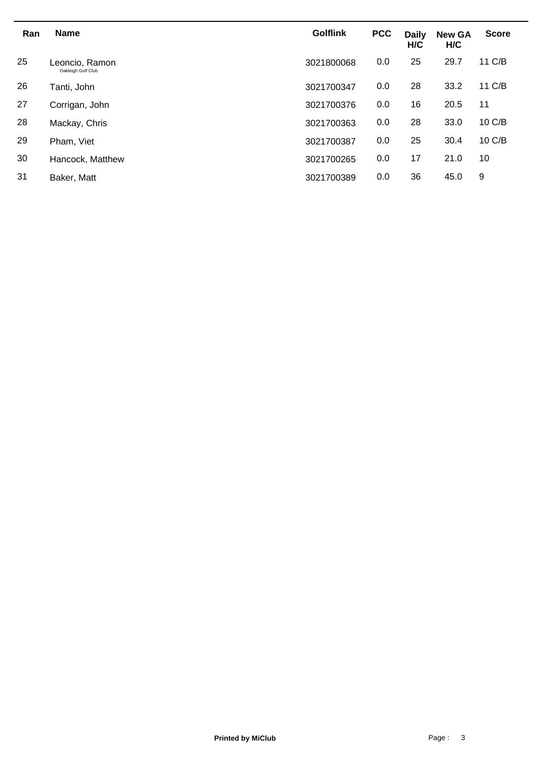| Ran | Name | Golflink | PCC | Daily H/C | New GA H/C | Score |
|---|---|---|---|---|---|---|
| 25 | Leoncio, Ramon<br>Oakleigh Golf Club | 3021800068 | 0.0 | 25 | 29.7 | 11 C/B |
| 26 | Tanti, John | 3021700347 | 0.0 | 28 | 33.2 | 11 C/B |
| 27 | Corrigan, John | 3021700376 | 0.0 | 16 | 20.5 | 11 |
| 28 | Mackay, Chris | 3021700363 | 0.0 | 28 | 33.0 | 10 C/B |
| 29 | Pham, Viet | 3021700387 | 0.0 | 25 | 30.4 | 10 C/B |
| 30 | Hancock, Matthew | 3021700265 | 0.0 | 17 | 21.0 | 10 |
| 31 | Baker, Matt | 3021700389 | 0.0 | 36 | 45.0 | 9 |

**Printed by MiClub**